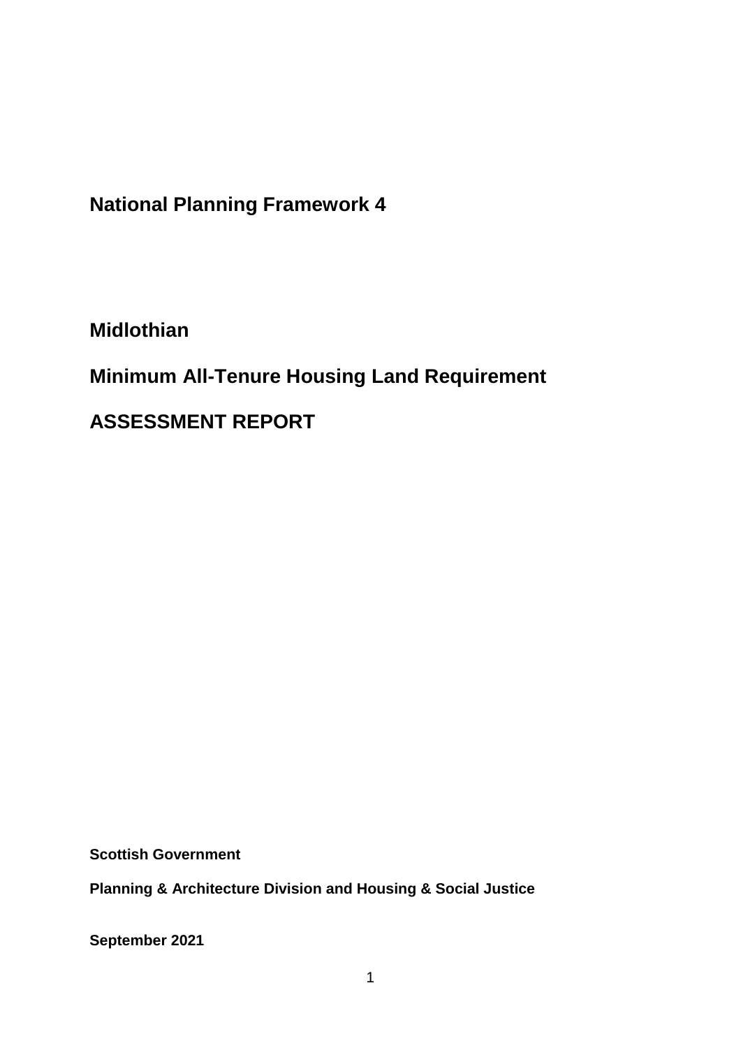# National Planning Framework 4

## Midlothian

## Minimum All-Tenure Housing Land Requirement

## ASSESSMENT REPORT

**Scottish Government**

**Planning & Architecture Division and Housing & Social Justice**

**September 2021**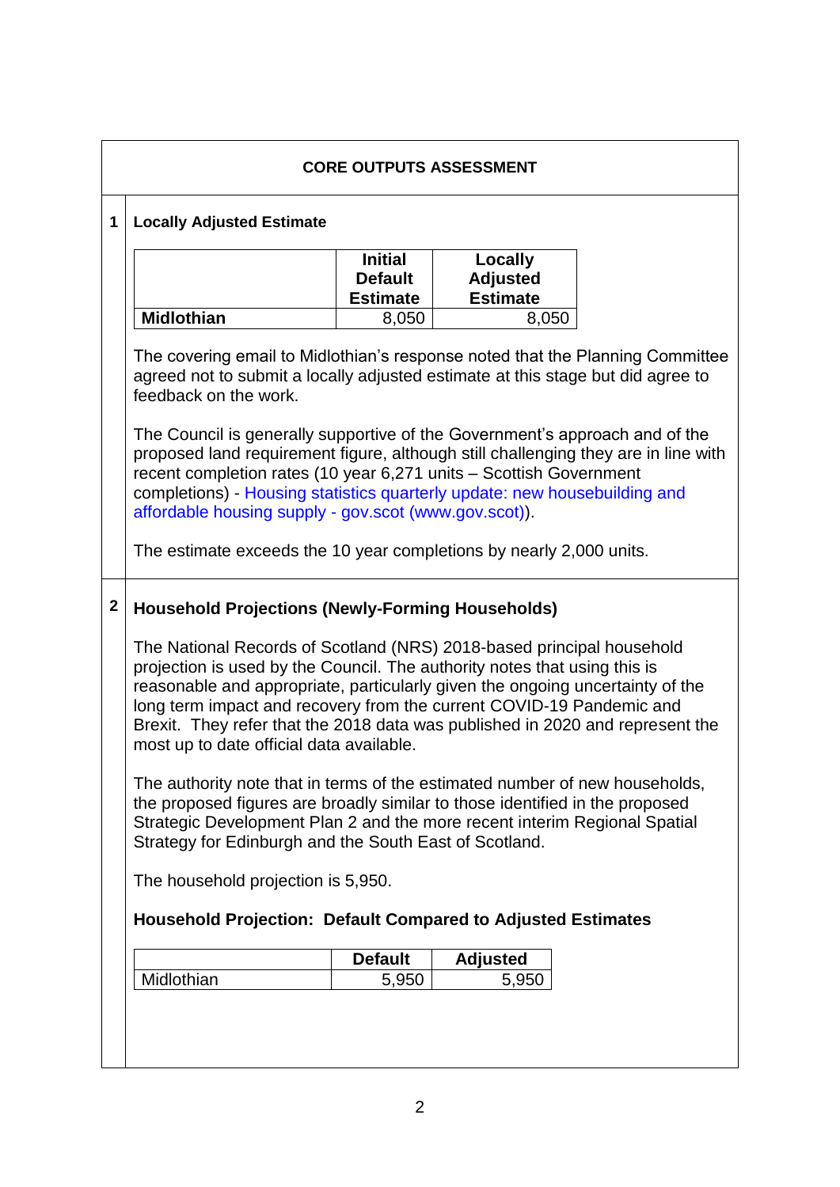## CORE OUTPUTS ASSESSMENT

### 1 Locally Adjusted Estimate

| | Initial Default Estimate | Locally Adjusted Estimate |
|---|---|---|
| **Midlothian** | 8,050 | 8,050 |

The covering email to Midlothian's response noted that the Planning Committee agreed not to submit a locally adjusted estimate at this stage but did agree to feedback on the work.

The Council is generally supportive of the Government's approach and of the proposed land requirement figure, although still challenging they are in line with recent completion rates (10 year 6,271 units – Scottish Government completions) - Housing statistics quarterly update: new housebuilding and affordable housing supply - gov.scot (www.gov.scot)).

The estimate exceeds the 10 year completions by nearly 2,000 units.

### 2 Household Projections (Newly-Forming Households)

The National Records of Scotland (NRS) 2018-based principal household projection is used by the Council. The authority notes that using this is reasonable and appropriate, particularly given the ongoing uncertainty of the long term impact and recovery from the current COVID-19 Pandemic and Brexit. They refer that the 2018 data was published in 2020 and represent the most up to date official data available.

The authority note that in terms of the estimated number of new households, the proposed figures are broadly similar to those identified in the proposed Strategic Development Plan 2 and the more recent interim Regional Spatial Strategy for Edinburgh and the South East of Scotland.

The household projection is 5,950.

**Household Projection: Default Compared to Adjusted Estimates**

| | Default | Adjusted |
|---|---|---|
| Midlothian | 5,950 | 5,950 |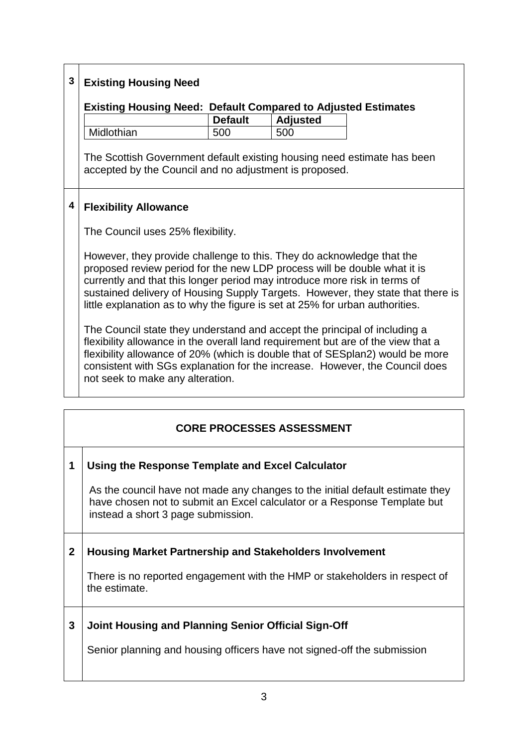**3 Existing Housing Need**

**Existing Housing Need: Default Compared to Adjusted Estimates**

| | **Default** | **Adjusted** |
|---|---|---|
| Midlothian | 500 | 500 |

The Scottish Government default existing housing need estimate has been accepted by the Council and no adjustment is proposed.

**4 Flexibility Allowance**

The Council uses 25% flexibility.

However, they provide challenge to this. They do acknowledge that the proposed review period for the new LDP process will be double what it is currently and that this longer period may introduce more risk in terms of sustained delivery of Housing Supply Targets. However, they state that there is little explanation as to why the figure is set at 25% for urban authorities.

The Council state they understand and accept the principal of including a flexibility allowance in the overall land requirement but are of the view that a flexibility allowance of 20% (which is double that of SESplan2) would be more consistent with SGs explanation for the increase. However, the Council does not seek to make any alteration.

## CORE PROCESSES ASSESSMENT

**1 Using the Response Template and Excel Calculator**

As the council have not made any changes to the initial default estimate they have chosen not to submit an Excel calculator or a Response Template but instead a short 3 page submission.

**2 Housing Market Partnership and Stakeholders Involvement**

There is no reported engagement with the HMP or stakeholders in respect of the estimate.

**3 Joint Housing and Planning Senior Official Sign-Off**

Senior planning and housing officers have not signed-off the submission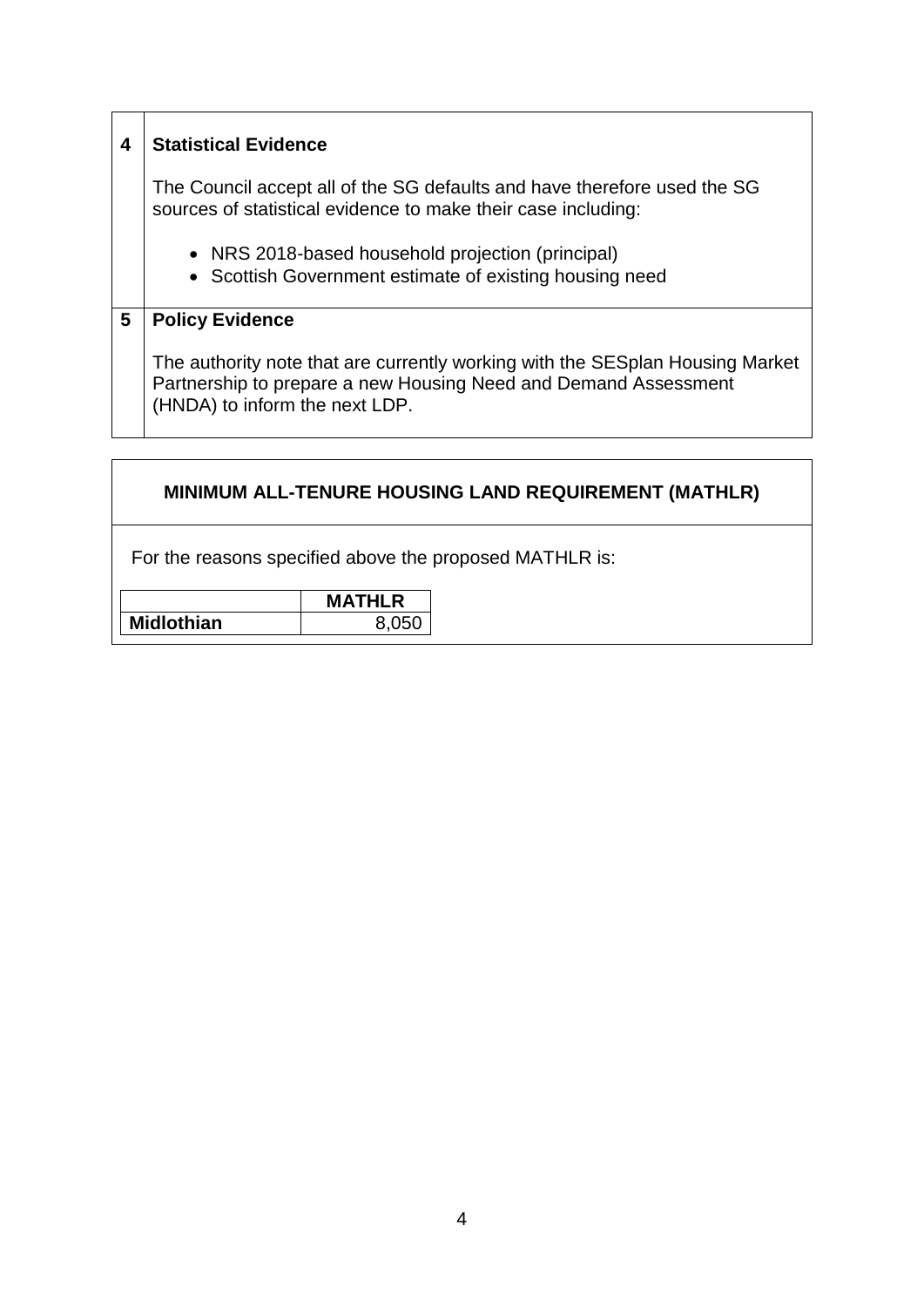| | |
|---|---|
| **4** | **Statistical Evidence**<br><br>The Council accept all of the SG defaults and have therefore used the SG sources of statistical evidence to make their case including:<br><br>• NRS 2018-based household projection (principal)<br>• Scottish Government estimate of existing housing need |
| **5** | **Policy Evidence**<br><br>The authority note that are currently working with the SESplan Housing Market Partnership to prepare a new Housing Need and Demand Assessment (HNDA) to inform the next LDP. |

**MINIMUM ALL-TENURE HOUSING LAND REQUIREMENT (MATHLR)**

For the reasons specified above the proposed MATHLR is:

| | **MATHLR** |
|---|---|
| **Midlothian** | 8,050 |